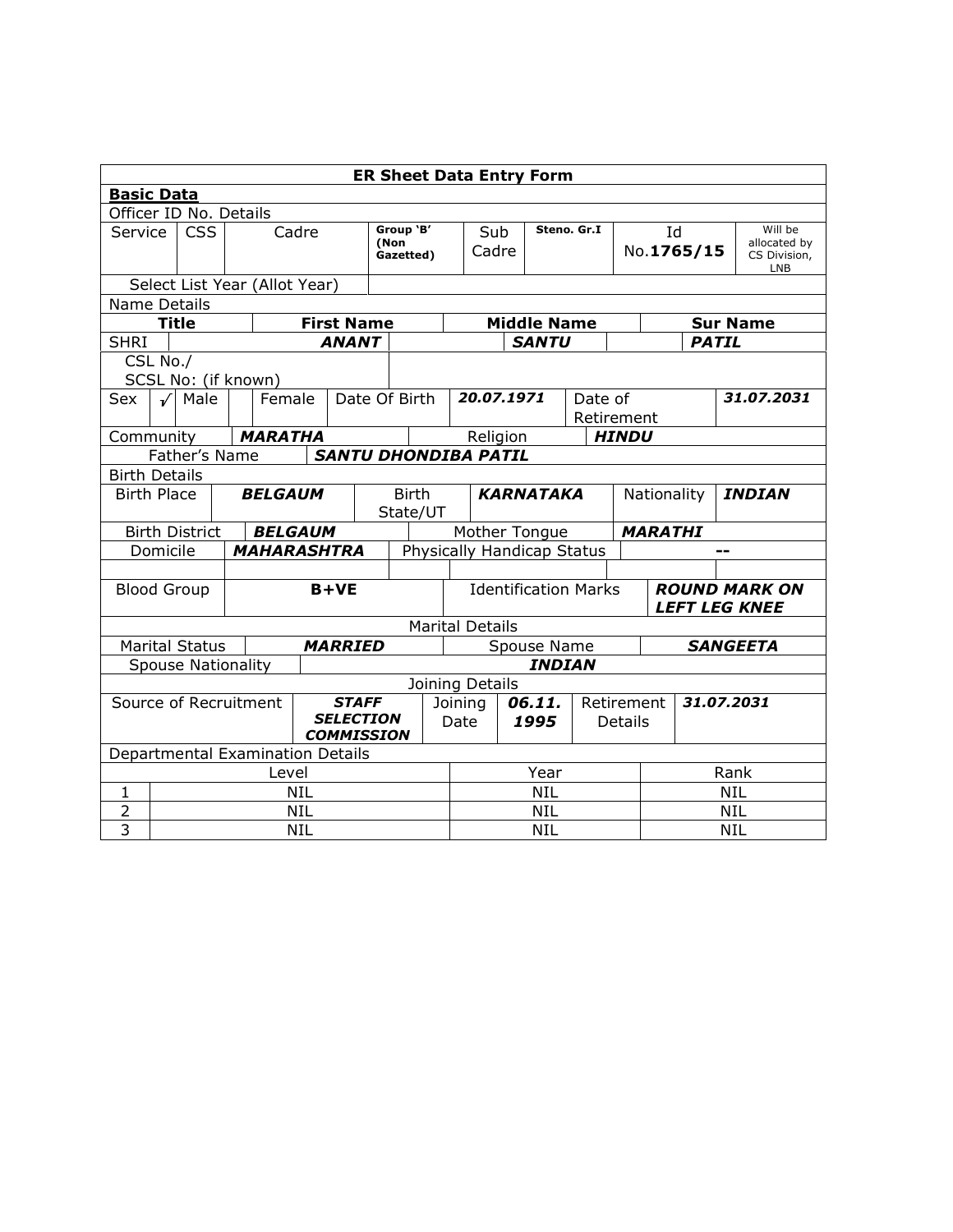**ER Sheet Data Entry Form**

**Basic Data**

| Officer ID No. Details | | | | | | | | |
|---|---|---|---|---|---|---|---|---|
| Service | CSS | Cadre | Group 'B' (Non Gazetted) | Sub Cadre | Steno. Gr.I | Id No.**1765/15** | Will be allocated by CS Division, LNB |
| Select List Year (Allot Year) | | | | | | | |

**Name Details**

| Title | First Name | Middle Name | Sur Name |
|---|---|---|---|
| SHRI | ***ANANT*** | ***SANTU*** | ***PATIL*** |

| | | | | | |
|---|---|---|---|---|---|
| CSL No./ SCSL No: (if known) | | | | | |
| Sex | √ Male | Female | Date Of Birth | ***20.07.1971*** | Date of Retirement | ***31.07.2031*** |
| Community | ***MARATHA*** | Religion | ***HINDU*** | | |
| Father's Name | ***SANTU DHONDIBA PATIL*** | | | | |

**Birth Details**

| | | | | | |
|---|---|---|---|---|---|
| Birth Place | ***BELGAUM*** | Birth State/UT | ***KARNATAKA*** | Nationality | ***INDIAN*** |
| Birth District | ***BELGAUM*** | Mother Tongue | ***MARATHI*** | | |
| Domicile | ***MAHARASHTRA*** | Physically Handicap Status | -- | | |
| | | | | | |
| Blood Group | **B+VE** | Identification Marks | ***ROUND MARK ON LEFT LEG KNEE*** | | |

**Marital Details**

| | | | |
|---|---|---|---|
| Marital Status | ***MARRIED*** | Spouse Name | ***SANGEETA*** |
| Spouse Nationality | ***INDIAN*** | | |

**Joining Details**

| | | | | | |
|---|---|---|---|---|---|
| Source of Recruitment | ***STAFF SELECTION COMMISSION*** | Joining Date | ***06.11.1995*** | Retirement Details | ***31.07.2031*** |

**Departmental Examination Details**

| | Level | Year | Rank |
|---|---|---|---|
| 1 | NIL | NIL | NIL |
| 2 | NIL | NIL | NIL |
| 3 | NIL | NIL | NIL |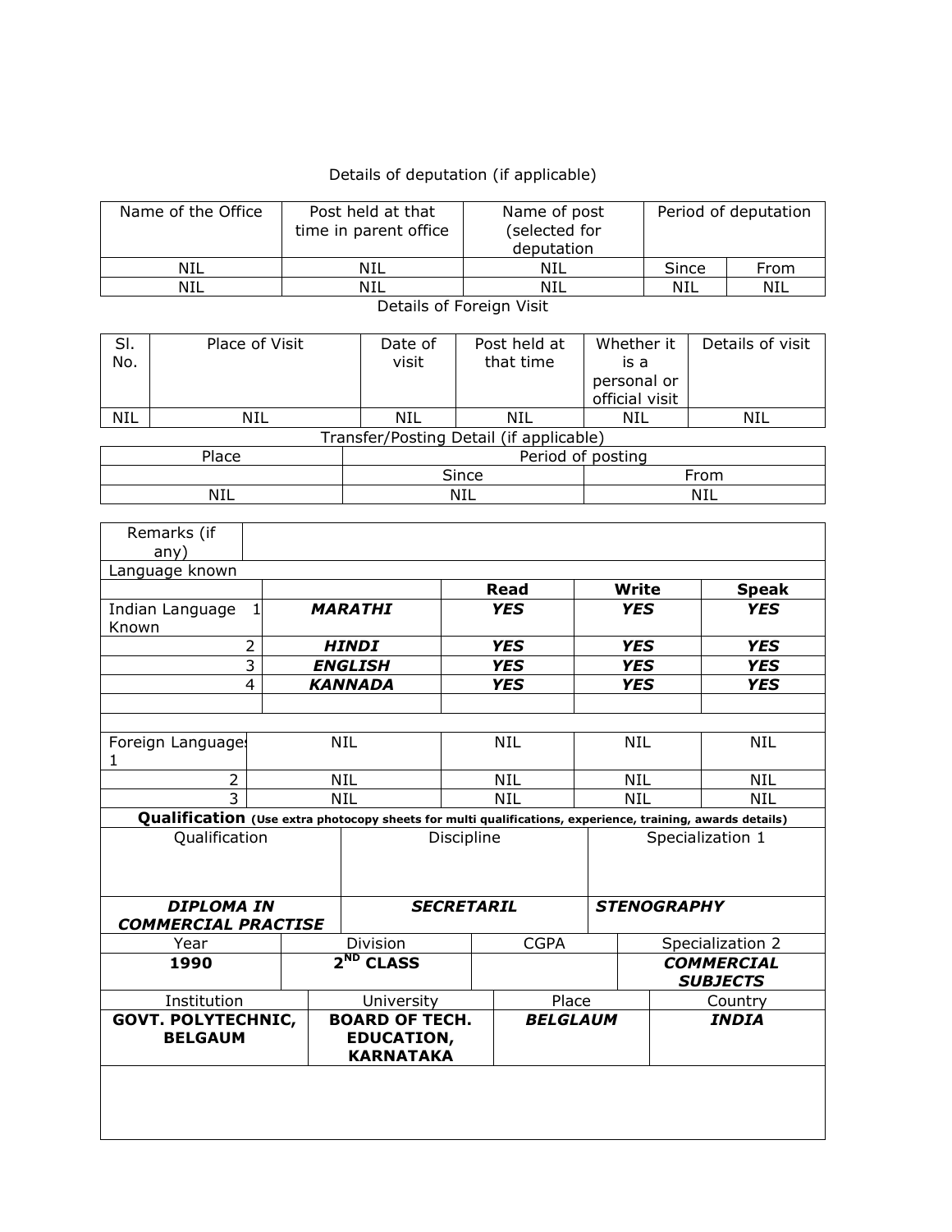Details of deputation (if applicable)

| Name of the Office | Post held at that time in parent office | Name of post (selected for deputation | Period of deputation | |
|---|---|---|---|---|
| NIL | NIL | NIL | Since | From |
| NIL | NIL | NIL | NIL | NIL |

Details of Foreign Visit

| Sl. No. | Place of Visit | Date of visit | Post held at that time | Whether it is a personal or official visit | Details of visit |
|---|---|---|---|---|---|
| NIL | NIL | NIL | NIL | NIL | NIL |

Transfer/Posting Detail (if applicable)

| Place | Period of posting | |
|---|---|---|
| | Since | From |
| NIL | NIL | NIL |

| Remarks (if any) | | | | |
|---|---|---|---|---|
| Language known | | | | |
| | | **Read** | **Write** | **Speak** |
| Indian Language Known 1 | ***MARATHI*** | ***YES*** | ***YES*** | ***YES*** |
| 2 | ***HINDI*** | ***YES*** | ***YES*** | ***YES*** |
| 3 | ***ENGLISH*** | ***YES*** | ***YES*** | ***YES*** |
| 4 | ***KANNADA*** | ***YES*** | ***YES*** | ***YES*** |
| | | | | |
| | | | | |
| Foreign Languages 1 | NIL | NIL | NIL | NIL |
| 2 | NIL | NIL | NIL | NIL |
| 3 | NIL | NIL | NIL | NIL |

**Qualification** **(Use extra photocopy sheets for multi qualifications, experience, training, awards details)**

| Qualification | Discipline | Specialization 1 |
|---|---|---|
| ***DIPLOMA IN COMMERCIAL PRACTISE*** | ***SECRETARIL*** | ***STENOGRAPHY*** |

| Year | Division | CGPA | Specialization 2 |
|---|---|---|---|
| **1990** | **2ND CLASS** | | ***COMMERCIAL SUBJECTS*** |

| Institution | University | Place | Country |
|---|---|---|---|
| **GOVT. POLYTECHNIC, BELGAUM** | **BOARD OF TECH. EDUCATION, KARNATAKA** | ***BELGLAUM*** | ***INDIA*** |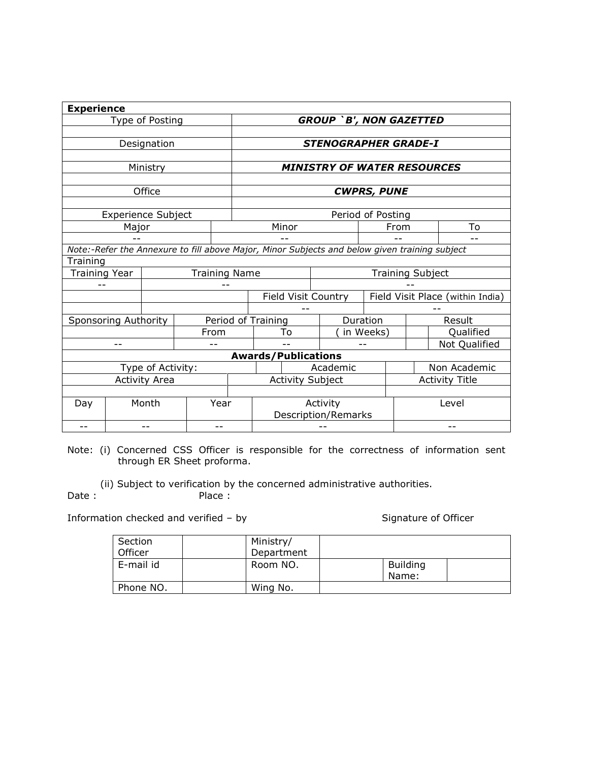| **Experience** | | | |
|---|---|---|---|
| Type of Posting | ***GROUP `B', NON GAZETTED*** | | |
| | | | |
| Designation | ***STENOGRAPHER GRADE-I*** | | |
| | | | |
| Ministry | ***MINISTRY OF WATER RESOURCES*** | | |
| | | | |
| Office | ***CWPRS, PUNE*** | | |
| | | | |
| Experience Subject | | Period of Posting | |
| Major | Minor | From | To |
| -- | -- | -- | -- |

*Note:-Refer the Annexure to fill above Major, Minor Subjects and below given training subject*

| Training | | | |
|---|---|---|---|
| Training Year | Training Name | | Training Subject |
| -- | -- | | -- |
| | | Field Visit Country | Field Visit Place (within India) |
| | | -- | -- |

| Sponsoring Authority | Period of Training | | Duration | | Result |
|---|---|---|---|---|---|
| | From | To | ( in Weeks) | | Qualified |
| -- | -- | -- | -- | | Not Qualified |

| **Awards/Publications** | | | | | |
|---|---|---|---|---|---|
| Type of Activity: | | Academic | | | Non Academic |
| Activity Area | | Activity Subject | | Activity Title | |
| | | | | | |

| Day | Month | Year | Activity Description/Remarks | Level |
|---|---|---|---|---|
| -- | -- | -- | -- | -- |

Note: (i) Concerned CSS Officer is responsible for the correctness of information sent through ER Sheet proforma.

(ii) Subject to verification by the concerned administrative authorities.

Date : Place :

Information checked and verified – by Signature of Officer

| Section Officer | | Ministry/ Department | | | |
|---|---|---|---|---|---|
| E-mail id | | Room NO. | | Building Name: | |
| Phone NO. | | Wing No. | | | |